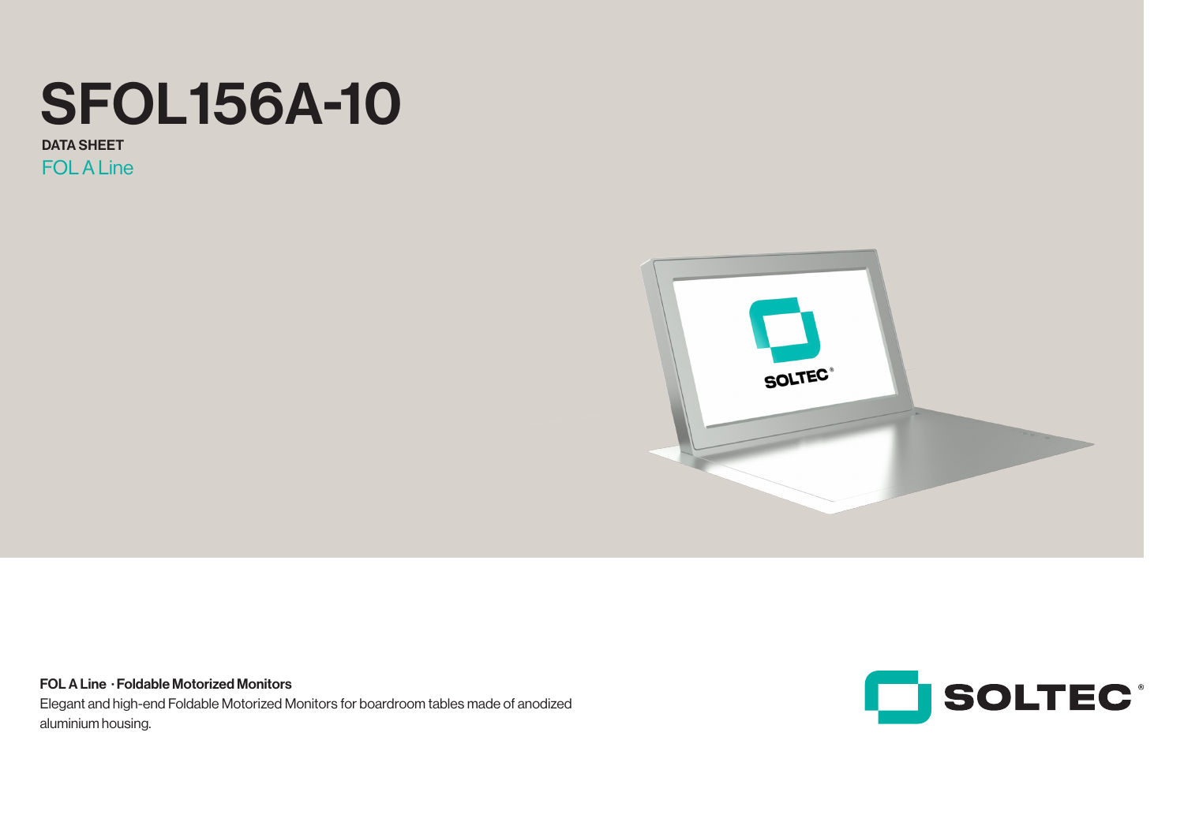# SFOL156A-10

**DATA SHEET**

FOL A Line

**FOL A Line · Foldable Motorized Monitors**

Elegant and high-end Foldable Motorized Monitors for boardroom tables made of anodized aluminium housing.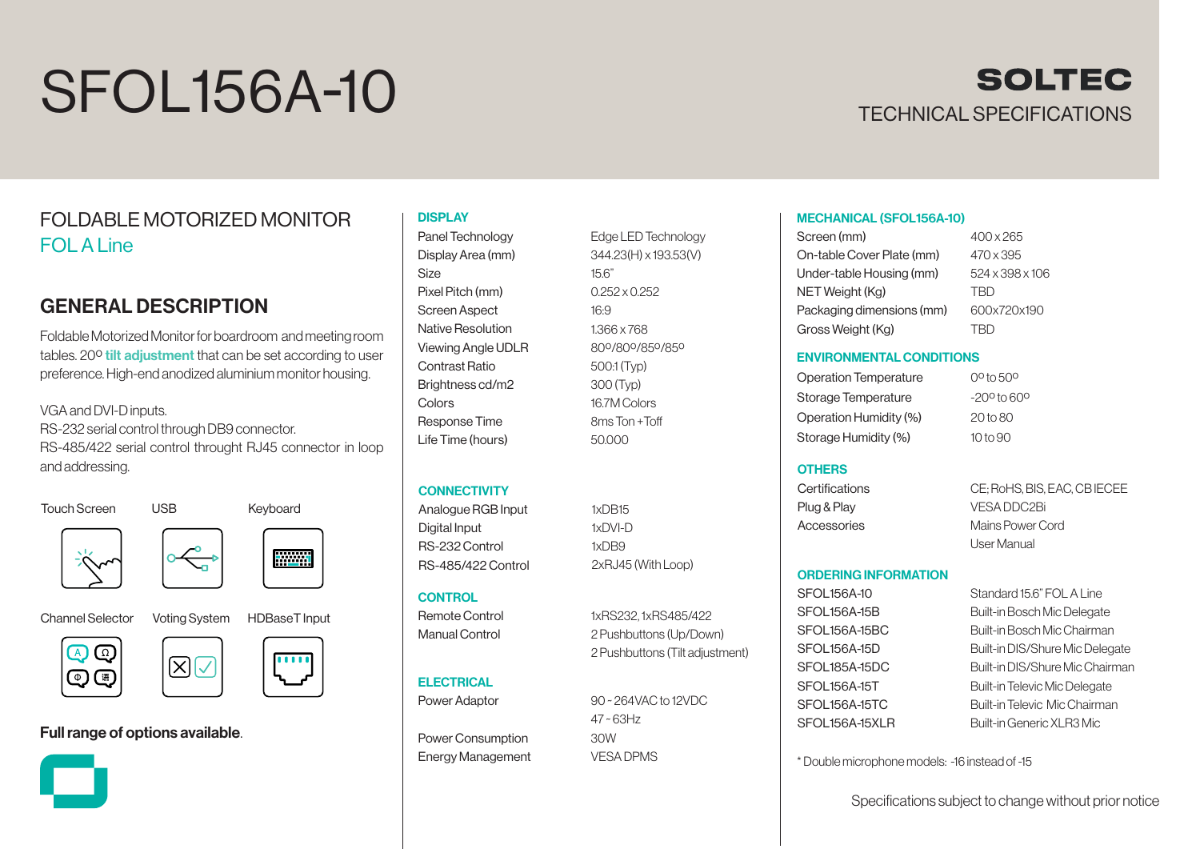# SFOL156A-10

**SOLTEC**

TECHNICAL SPECIFICATIONS

## FOLDABLE MOTORIZED MONITOR

FOL A Line

## GENERAL DESCRIPTION

Foldable Motorized Monitor for boardroom and meeting room tables. 20º **tilt adjustment** that can be set according to user preference. High-end anodized aluminium monitor housing.

VGA and DVI-D inputs.
RS-232 serial control through DB9 connector.
RS-485/422 serial control throught RJ45 connector in loop and addressing.

Touch Screen | USB | Keyboard

Channel Selector | Voting System | HDBaseT Input

**Full range of options available**.

### DISPLAY

| | |
|---|---|
| Panel Technology | Edge LED Technology |
| Display Area (mm) | 344.23(H) x 193.53(V) |
| Size | 15.6" |
| Pixel Pitch (mm) | 0.252 x 0.252 |
| Screen Aspect | 16:9 |
| Native Resolution | 1.366 x 768 |
| Viewing Angle UDLR | 80º/80º/85º/85º |
| Contrast Ratio | 500:1 (Typ) |
| Brightness cd/m2 | 300 (Typ) |
| Colors | 16.7M Colors |
| Response Time | 8ms Ton + Toff |
| Life Time (hours) | 50.000 |

### CONNECTIVITY

| | |
|---|---|
| Analogue RGB Input | 1xDB15 |
| Digital Input | 1xDVI-D |
| RS-232 Control | 1xDB9 |
| RS-485/422 Control | 2xRJ45 (With Loop) |

### CONTROL

| | |
|---|---|
| Remote Control | 1xRS232, 1xRS485/422 |
| Manual Control | 2 Pushbuttons (Up/Down) |
| | 2 Pushbuttons (Tilt adjustment) |

### ELECTRICAL

| | |
|---|---|
| Power Adaptor | 90 - 264VAC to 12VDC |
| | 47 - 63Hz |
| Power Consumption | 30W |
| Energy Management | VESA DPMS |

### MECHANICAL (SFOL156A-10)

| | |
|---|---|
| Screen (mm) | 400 x 265 |
| On-table Cover Plate (mm) | 470 x 395 |
| Under-table Housing (mm) | 524 x 398 x 106 |
| NET Weight (Kg) | TBD |
| Packaging dimensions (mm) | 600x720x190 |
| Gross Weight (Kg) | TBD |

### ENVIRONMENTAL CONDITIONS

| | |
|---|---|
| Operation Temperature | 0º to 50º |
| Storage Temperature | -20º to 60º |
| Operation Humidity (%) | 20 to 80 |
| Storage Humidity (%) | 10 to 90 |

### OTHERS

| | |
|---|---|
| Certifications | CE; RoHS, BIS, EAC, CB IECEE |
| Plug & Play | VESA DDC2Bi |
| Accessories | Mains Power Cord |
| | User Manual |

### ORDERING INFORMATION

| | |
|---|---|
| SFOL156A-10 | Standard 15.6" FOL A Line |
| SFOL156A-15B | Built-in Bosch Mic Delegate |
| SFOL156A-15BC | Built-in Bosch Mic Chairman |
| SFOL156A-15D | Built-in DIS/Shure Mic Delegate |
| SFOL185A-15DC | Built-in DIS/Shure Mic Chairman |
| SFOL156A-15T | Built-in Televic Mic Delegate |
| SFOL156A-15TC | Built-in Televic Mic Chairman |
| SFOL156A-15XLR | Built-in Generic XLR3 Mic |

* Double microphone models: -16 instead of -15

Specifications subject to change without prior notice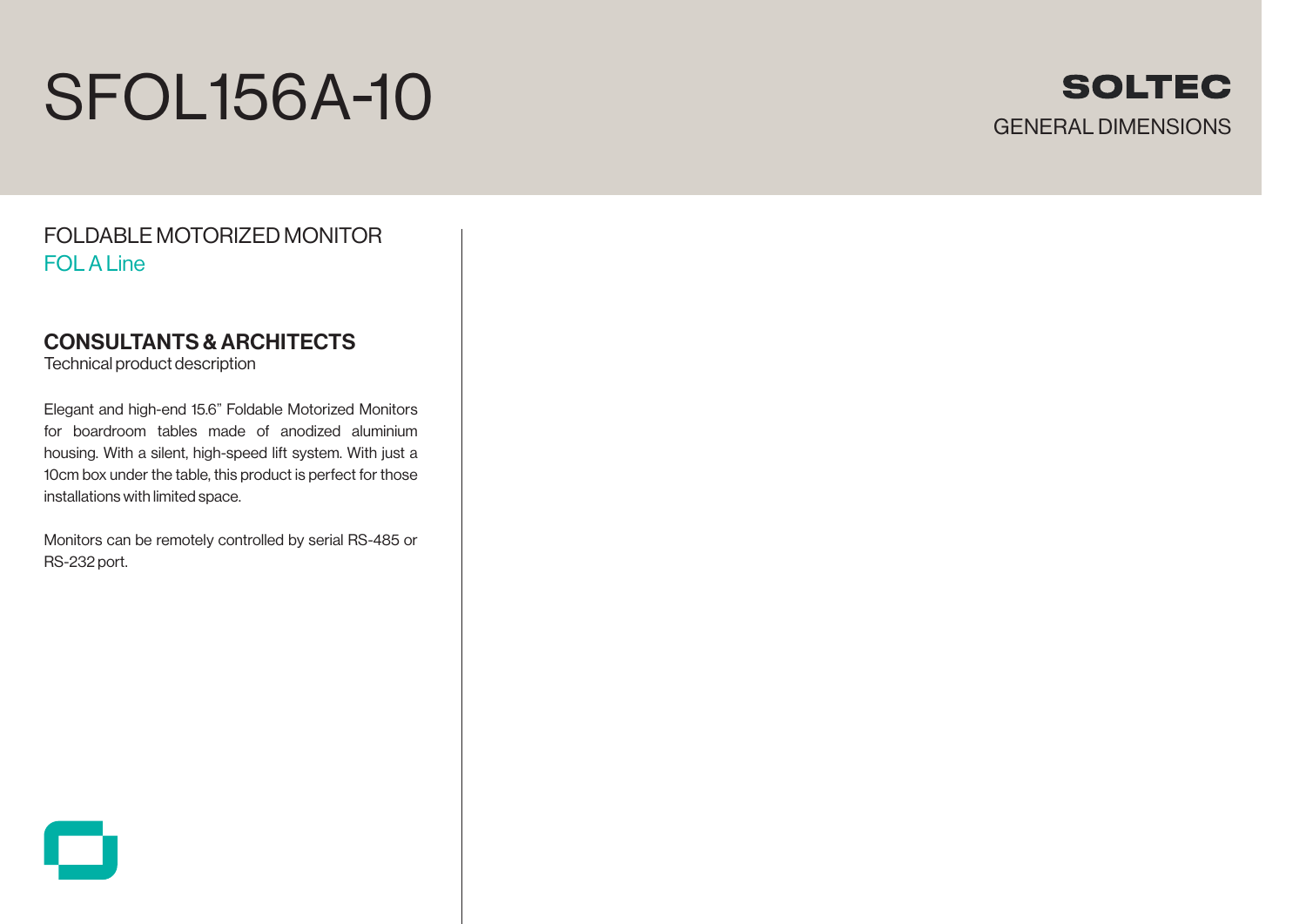# SFOL156A-10

**SOLTEC**

GENERAL DIMENSIONS

## FOLDABLE MOTORIZED MONITOR

FOL A Line

### CONSULTANTS & ARCHITECTS

Technical product description

Elegant and high-end 15.6" Foldable Motorized Monitors for boardroom tables made of anodized aluminium housing. With a silent, high-speed lift system. With just a 10cm box under the table, this product is perfect for those installations with limited space.

Monitors can be remotely controlled by serial RS-485 or RS-232 port.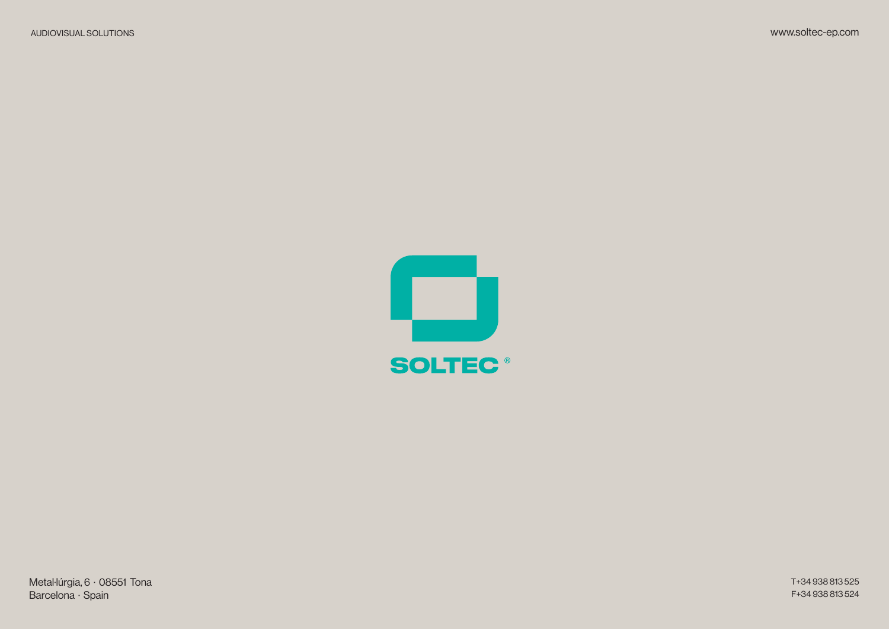AUDIOVISUAL SOLUTIONS

www.soltec-ep.com

SOLTEC®

Metal·lúrgia, 6 · 08551 Tona
Barcelona · Spain

T+34 938 813 525
F+34 938 813 524